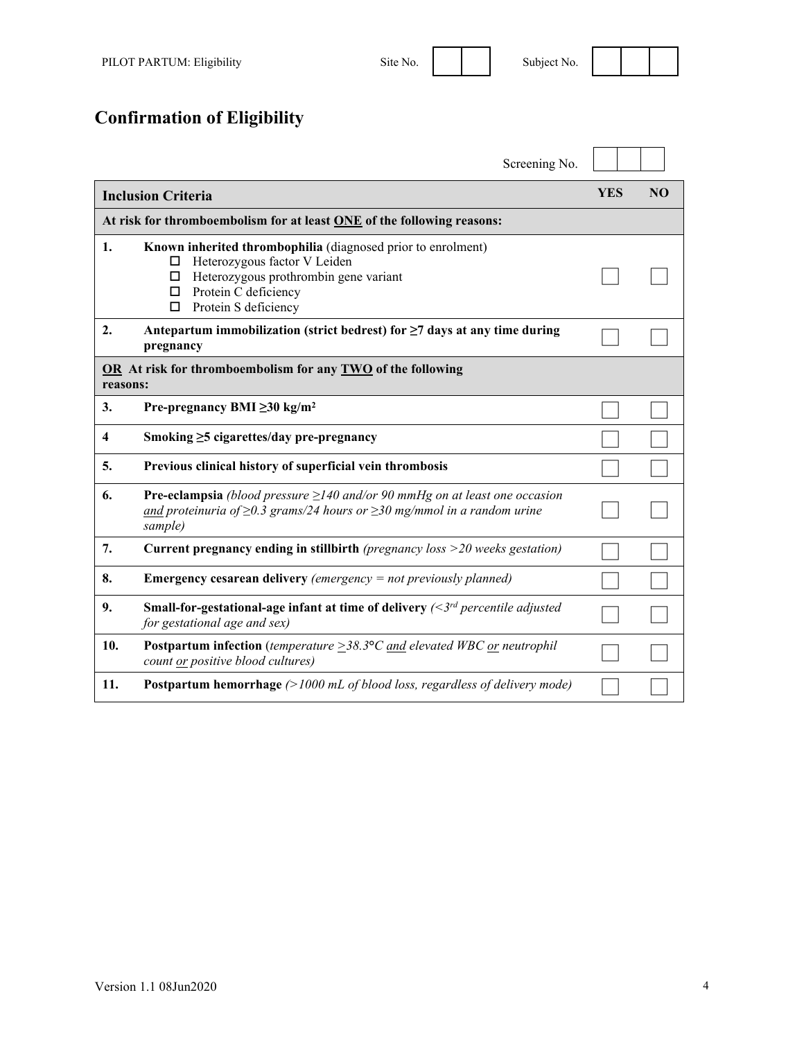PILOT PARTUM: Eligibility — Site No. ☐☐ — Subject No. ☐☐☐

## Confirmation of Eligibility

Screening No. ☐☐☐

| Inclusion Criteria | | YES | NO |
|---|---|---|---|
| **At risk for thromboembolism for at least ONE of the following reasons:** | | | |
| **1.** | **Known inherited thrombophilia** (diagnosed prior to enrolment)<br>☐ Heterozygous factor V Leiden<br>☐ Heterozygous prothrombin gene variant<br>☐ Protein C deficiency<br>☐ Protein S deficiency | ☐ | ☐ |
| **2.** | **Antepartum immobilization (strict bedrest) for ≥7 days at any time during pregnancy** | ☐ | ☐ |
| **OR At risk for thromboembolism for any TWO of the following reasons:** | | | |
| **3.** | **Pre-pregnancy BMI ≥30 kg/m²** | ☐ | ☐ |
| **4** | **Smoking ≥5 cigarettes/day pre-pregnancy** | ☐ | ☐ |
| **5.** | **Previous clinical history of superficial vein thrombosis** | ☐ | ☐ |
| **6.** | **Pre-eclampsia** *(blood pressure ≥140 and/or 90 mmHg on at least one occasion and proteinuria of ≥0.3 grams/24 hours or ≥30 mg/mmol in a random urine sample)* | ☐ | ☐ |
| **7.** | **Current pregnancy ending in stillbirth** *(pregnancy loss >20 weeks gestation)* | ☐ | ☐ |
| **8.** | **Emergency cesarean delivery** *(emergency = not previously planned)* | ☐ | ☐ |
| **9.** | **Small-for-gestational-age infant at time of delivery** *(<3rd percentile adjusted for gestational age and sex)* | ☐ | ☐ |
| **10.** | **Postpartum infection** (*temperature ≥38.3°C and elevated WBC or neutrophil count or positive blood cultures)* | ☐ | ☐ |
| **11.** | **Postpartum hemorrhage** *(>1000 mL of blood loss, regardless of delivery mode)* | ☐ | ☐ |

Version 1.1 08Jun2020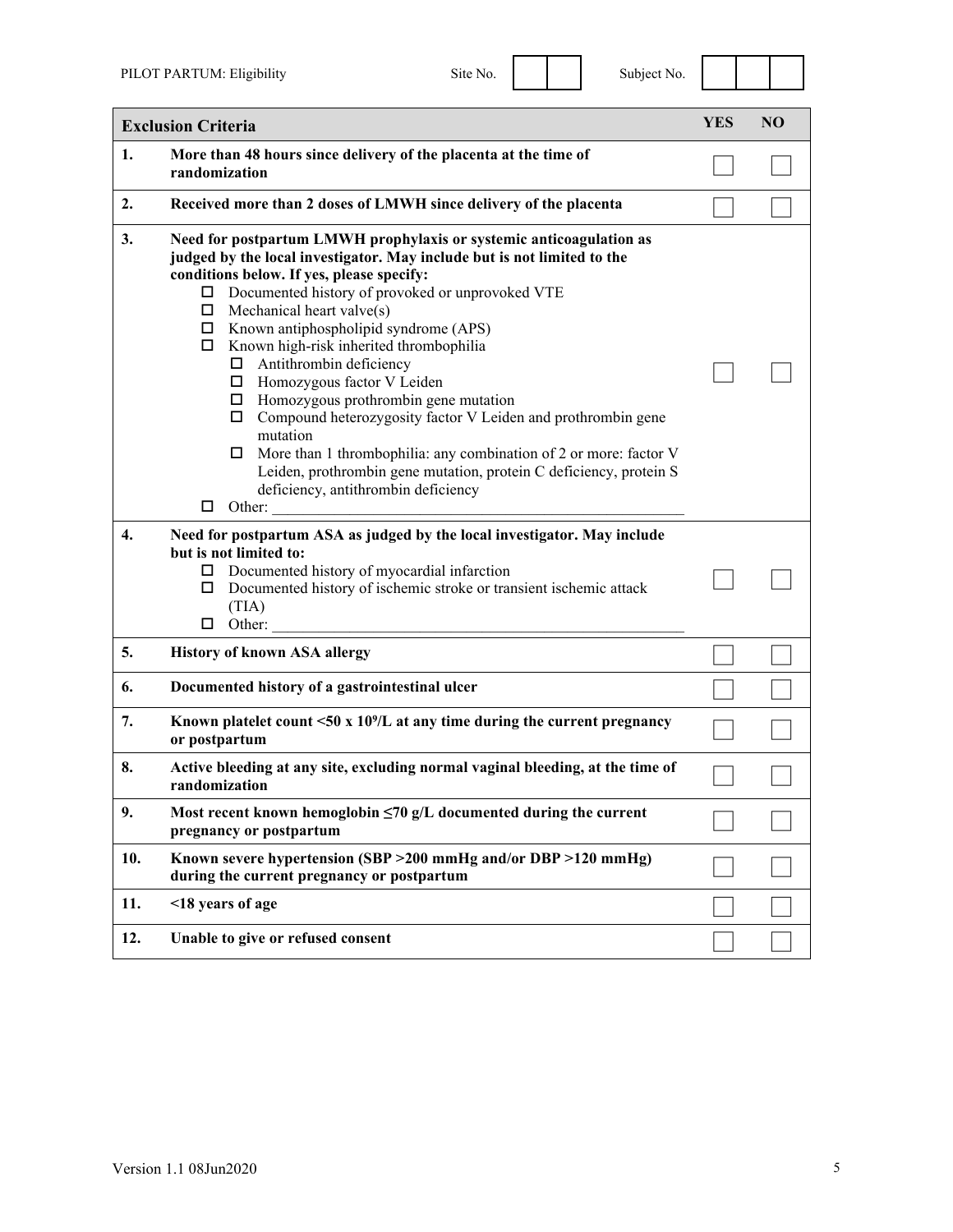PILOT PARTUM: Eligibility Site No. | | | Subject No. | | | |

| | Exclusion Criteria | YES | NO |
|---|---|---|---|
| 1. | **More than 48 hours since delivery of the placenta at the time of randomization** | ☐ | ☐ |
| 2. | **Received more than 2 doses of LMWH since delivery of the placenta** | ☐ | ☐ |
| 3. | **Need for postpartum LMWH prophylaxis or systemic anticoagulation as judged by the local investigator. May include but is not limited to the conditions below. If yes, please specify:**<br>☐ Documented history of provoked or unprovoked VTE<br>☐ Mechanical heart valve(s)<br>☐ Known antiphospholipid syndrome (APS)<br>☐ Known high-risk inherited thrombophilia<br>&nbsp;&nbsp;&nbsp;&nbsp;☐ Antithrombin deficiency<br>&nbsp;&nbsp;&nbsp;&nbsp;☐ Homozygous factor V Leiden<br>&nbsp;&nbsp;&nbsp;&nbsp;☐ Homozygous prothrombin gene mutation<br>&nbsp;&nbsp;&nbsp;&nbsp;☐ Compound heterozygosity factor V Leiden and prothrombin gene mutation<br>&nbsp;&nbsp;&nbsp;&nbsp;☐ More than 1 thrombophilia: any combination of 2 or more: factor V Leiden, prothrombin gene mutation, protein C deficiency, protein S deficiency, antithrombin deficiency<br>☐ Other: ______________________________ | ☐ | ☐ |
| 4. | **Need for postpartum ASA as judged by the local investigator. May include but is not limited to:**<br>☐ Documented history of myocardial infarction<br>☐ Documented history of ischemic stroke or transient ischemic attack (TIA)<br>☐ Other: ______________________________ | ☐ | ☐ |
| 5. | **History of known ASA allergy** | ☐ | ☐ |
| 6. | **Documented history of a gastrointestinal ulcer** | ☐ | ☐ |
| 7. | **Known platelet count <50 x $10^9$/L at any time during the current pregnancy or postpartum** | ☐ | ☐ |
| 8. | **Active bleeding at any site, excluding normal vaginal bleeding, at the time of randomization** | ☐ | ☐ |
| 9. | **Most recent known hemoglobin ≤70 g/L documented during the current pregnancy or postpartum** | ☐ | ☐ |
| 10. | **Known severe hypertension (SBP >200 mmHg and/or DBP >120 mmHg) during the current pregnancy or postpartum** | ☐ | ☐ |
| 11. | **<18 years of age** | ☐ | ☐ |
| 12. | **Unable to give or refused consent** | ☐ | ☐ |

Version 1.1 08Jun2020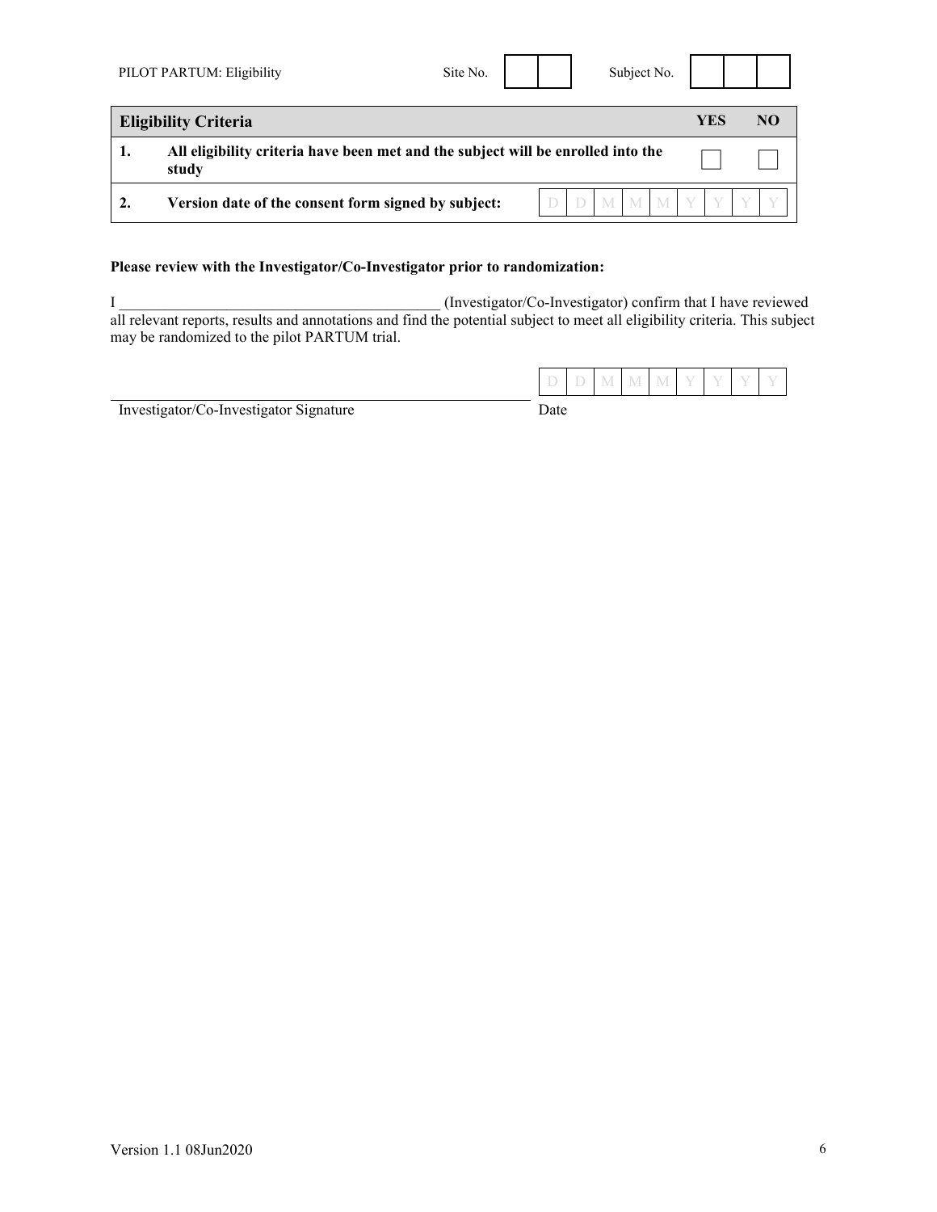PILOT PARTUM: Eligibility Site No. | | | Subject No. | | | |

| Eligibility Criteria | | YES | NO |
|---|---|---|---|
| 1. | All eligibility criteria have been met and the subject will be enrolled into the study | ☐ | ☐ |
| 2. | Version date of the consent form signed by subject: D D M M M Y Y Y Y | | |

**Please review with the Investigator/Co-Investigator prior to randomization:**

I ____________________________________________ (Investigator/Co-Investigator) confirm that I have reviewed all relevant reports, results and annotations and find the potential subject to meet all eligibility criteria. This subject may be randomized to the pilot PARTUM trial.

______________________________________ D D M M M Y Y Y Y

Investigator/Co-Investigator Signature Date

Version 1.1 08Jun2020